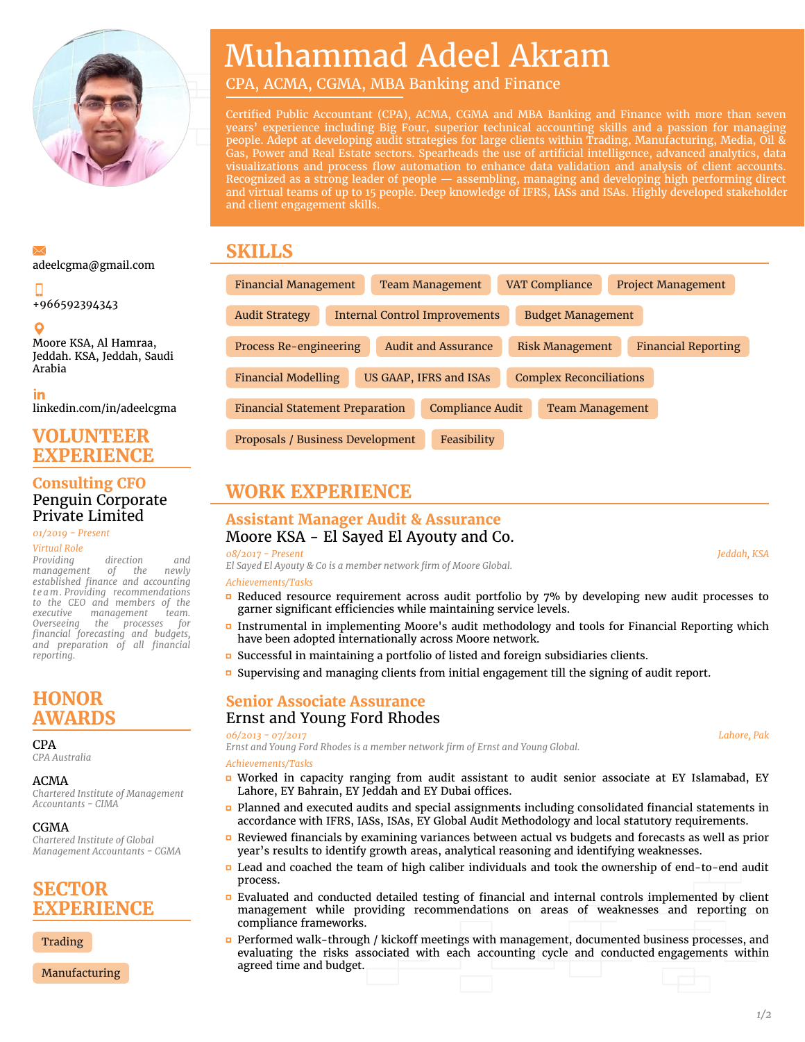# Muhammad Adeel Akram

CPA, ACMA, CGMA, MBA Banking and Finance

Certified Public Accountant (CPA), ACMA, CGMA and MBA Banking and Finance with more than seven years' experience including Big Four, superior technical accounting skills and a passion for managing people. Adept at developing audit strategies for large clients within Trading, Manufacturing, Media, Oil & Gas, Power and Real Estate sectors. Spearheads the use of artificial intelligence, advanced analytics, data visualizations and process flow automation to enhance data validation and analysis of client accounts. Recognized as a strong leader of people — assembling, managing and developing high performing direct and virtual teams of up to 15 people. Deep knowledge of IFRS, IASs and ISAs. Highly developed stakeholder and client engagement skills.

adeelcgma@gmail.com

+966592394343

Moore KSA, Al Hamraa, Jeddah. KSA, Jeddah, Saudi Arabia

linkedin.com/in/adeelcgma

## VOLUNTEER EXPERIENCE

### Consulting CFO

Penguin Corporate Private Limited

*01/2019 - Present*

*Virtual Role*

*Providing direction and management of the newly established finance and accounting team. Providing recommendations to the CEO and members of the executive management team. Overseeing the processes for financial forecasting and budgets, and preparation of all financial reporting.*

## HONOR AWARDS

**CPA**
*CPA Australia*

**ACMA**
*Chartered Institute of Management Accountants - CIMA*

**CGMA**
*Chartered Institute of Global Management Accountants - CGMA*

## SECTOR EXPERIENCE

- Trading
- Manufacturing

## SKILLS

Financial Management · Team Management · VAT Compliance · Project Management · Audit Strategy · Internal Control Improvements · Budget Management · Process Re-engineering · Audit and Assurance · Risk Management · Financial Reporting · Financial Modelling · US GAAP, IFRS and ISAs · Complex Reconciliations · Financial Statement Preparation · Compliance Audit · Team Management · Proposals / Business Development · Feasibility

## WORK EXPERIENCE

### Assistant Manager Audit & Assurance

Moore KSA - El Sayed El Ayouty and Co.

*08/2017 - Present* — *Jeddah, KSA*

*El Sayed El Ayouty & Co is a member network firm of Moore Global.*

*Achievements/Tasks*

- Reduced resource requirement across audit portfolio by 7% by developing new audit processes to garner significant efficiencies while maintaining service levels.
- Instrumental in implementing Moore's audit methodology and tools for Financial Reporting which have been adopted internationally across Moore network.
- Successful in maintaining a portfolio of listed and foreign subsidiaries clients.
- Supervising and managing clients from initial engagement till the signing of audit report.

### Senior Associate Assurance

Ernst and Young Ford Rhodes

*06/2013 - 07/2017* — *Lahore, Pak*

*Ernst and Young Ford Rhodes is a member network firm of Ernst and Young Global.*

*Achievements/Tasks*

- Worked in capacity ranging from audit assistant to audit senior associate at EY Islamabad, EY Lahore, EY Bahrain, EY Jeddah and EY Dubai offices.
- Planned and executed audits and special assignments including consolidated financial statements in accordance with IFRS, IASs, ISAs, EY Global Audit Methodology and local statutory requirements.
- Reviewed financials by examining variances between actual vs budgets and forecasts as well as prior year's results to identify growth areas, analytical reasoning and identifying weaknesses.
- Lead and coached the team of high caliber individuals and took the ownership of end-to-end audit process.
- Evaluated and conducted detailed testing of financial and internal controls implemented by client management while providing recommendations on areas of weaknesses and reporting on compliance frameworks.
- Performed walk-through / kickoff meetings with management, documented business processes, and evaluating the risks associated with each accounting cycle and conducted engagements within agreed time and budget.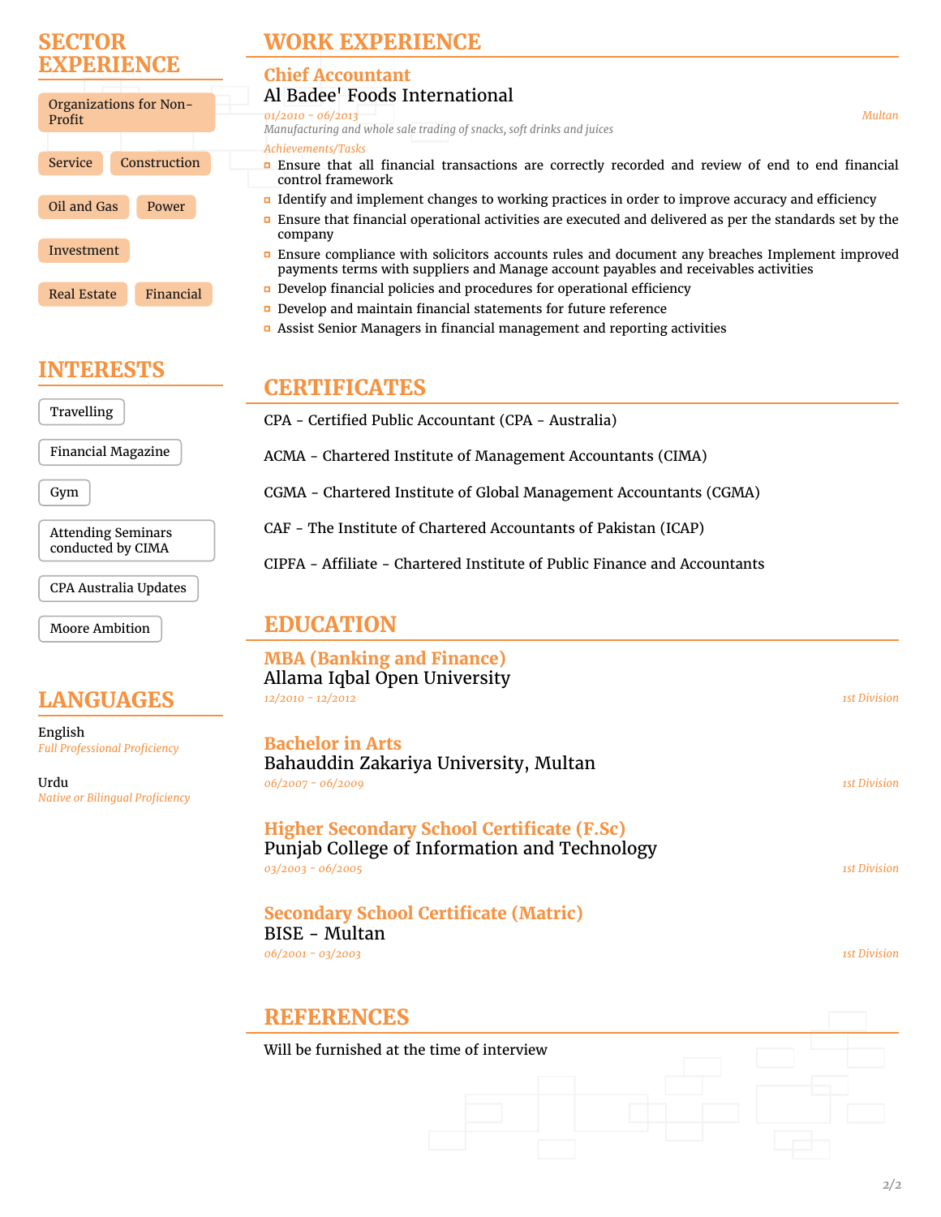## SECTOR EXPERIENCE

- Organizations for Non-Profit
- Service
- Construction
- Oil and Gas
- Power
- Investment
- Real Estate
- Financial

## INTERESTS

- Travelling
- Financial Magazine
- Gym
- Attending Seminars conducted by CIMA
- CPA Australia Updates
- Moore Ambition

## LANGUAGES

English
*Full Professional Proficiency*

Urdu
*Native or Bilingual Proficiency*

## WORK EXPERIENCE

### Chief Accountant
**Al Badee' Foods International**

*01/2010 - 06/2013* — *Multan*

*Manufacturing and whole sale trading of snacks, soft drinks and juices*

*Achievements/Tasks*

- Ensure that all financial transactions are correctly recorded and review of end to end financial control framework
- Identify and implement changes to working practices in order to improve accuracy and efficiency
- Ensure that financial operational activities are executed and delivered as per the standards set by the company
- Ensure compliance with solicitors accounts rules and document any breaches Implement improved payments terms with suppliers and Manage account payables and receivables activities
- Develop financial policies and procedures for operational efficiency
- Develop and maintain financial statements for future reference
- Assist Senior Managers in financial management and reporting activities

## CERTIFICATES

CPA - Certified Public Accountant (CPA - Australia)

ACMA - Chartered Institute of Management Accountants (CIMA)

CGMA - Chartered Institute of Global Management Accountants (CGMA)

CAF - The Institute of Chartered Accountants of Pakistan (ICAP)

CIPFA - Affiliate - Chartered Institute of Public Finance and Accountants

## EDUCATION

### MBA (Banking and Finance)
**Allama Iqbal Open University**

*12/2010 - 12/2012* — *1st Division*

### Bachelor in Arts
**Bahauddin Zakariya University, Multan**

*06/2007 - 06/2009* — *1st Division*

### Higher Secondary School Certificate (F.Sc)
**Punjab College of Information and Technology**

*03/2003 - 06/2005* — *1st Division*

### Secondary School Certificate (Matric)
**BISE - Multan**

*06/2001 - 03/2003* — *1st Division*

## REFERENCES

Will be furnished at the time of interview